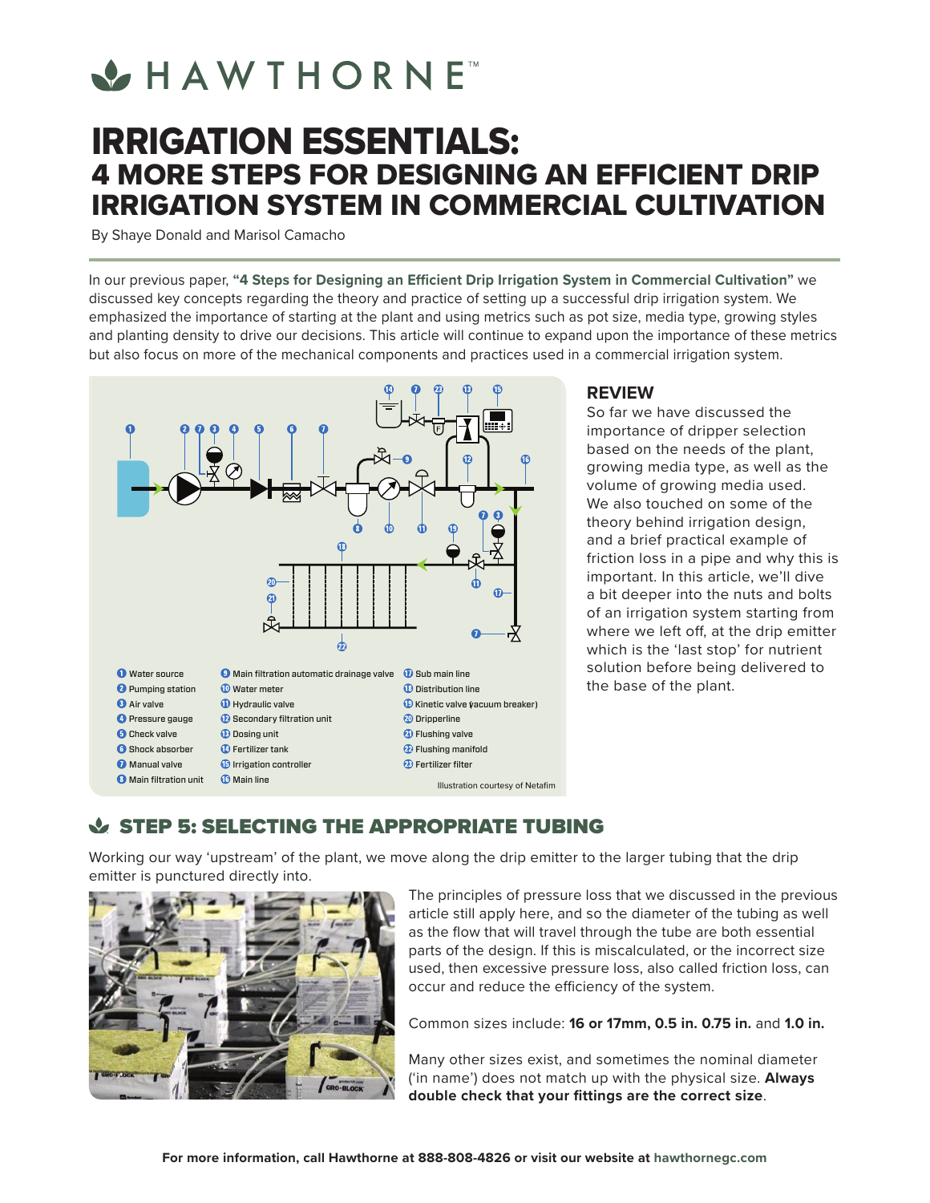# HAWTHORNE™

# IRRIGATION ESSENTIALS:
## 4 MORE STEPS FOR DESIGNING AN EFFICIENT DRIP IRRIGATION SYSTEM IN COMMERCIAL CULTIVATION

By Shaye Donald and Marisol Camacho

In our previous paper, **"4 Steps for Designing an Efficient Drip Irrigation System in Commercial Cultivation"** we discussed key concepts regarding the theory and practice of setting up a successful drip irrigation system. We emphasized the importance of starting at the plant and using metrics such as pot size, media type, growing styles and planting density to drive our decisions. This article will continue to expand upon the importance of these metrics but also focus on more of the mechanical components and practices used in a commercial irrigation system.

1. Water source
2. Pumping station
3. Air valve
4. Pressure gauge
5. Check valve
6. Shock absorber
7. Manual valve
8. Main filtration unit
9. Main filtration automatic drainage valve
10. Water meter
11. Hydraulic valve
12. Secondary filtration unit
13. Dosing unit
14. Fertilizer tank
15. Irrigation controller
16. Main line
17. Sub main line
18. Distribution line
19. Kinetic valve (vacuum breaker)
20. Dripperline
21. Flushing valve
22. Flushing manifold
23. Fertilizer filter

Illustration courtesy of Netafim

### REVIEW

So far we have discussed the importance of dripper selection based on the needs of the plant, growing media type, as well as the volume of growing media used. We also touched on some of the theory behind irrigation design, and a brief practical example of friction loss in a pipe and why this is important. In this article, we'll dive a bit deeper into the nuts and bolts of an irrigation system starting from where we left off, at the drip emitter which is the 'last stop' for nutrient solution before being delivered to the base of the plant.

## STEP 5: SELECTING THE APPROPRIATE TUBING

Working our way 'upstream' of the plant, we move along the drip emitter to the larger tubing that the drip emitter is punctured directly into.

The principles of pressure loss that we discussed in the previous article still apply here, and so the diameter of the tubing as well as the flow that will travel through the tube are both essential parts of the design. If this is miscalculated, or the incorrect size used, then excessive pressure loss, also called friction loss, can occur and reduce the efficiency of the system.

Common sizes include: **16 or 17mm, 0.5 in. 0.75 in.** and **1.0 in.**

Many other sizes exist, and sometimes the nominal diameter ('in name') does not match up with the physical size. **Always double check that your fittings are the correct size**.

**For more information, call Hawthorne at 888-808-4826 or visit our website at hawthornegc.com**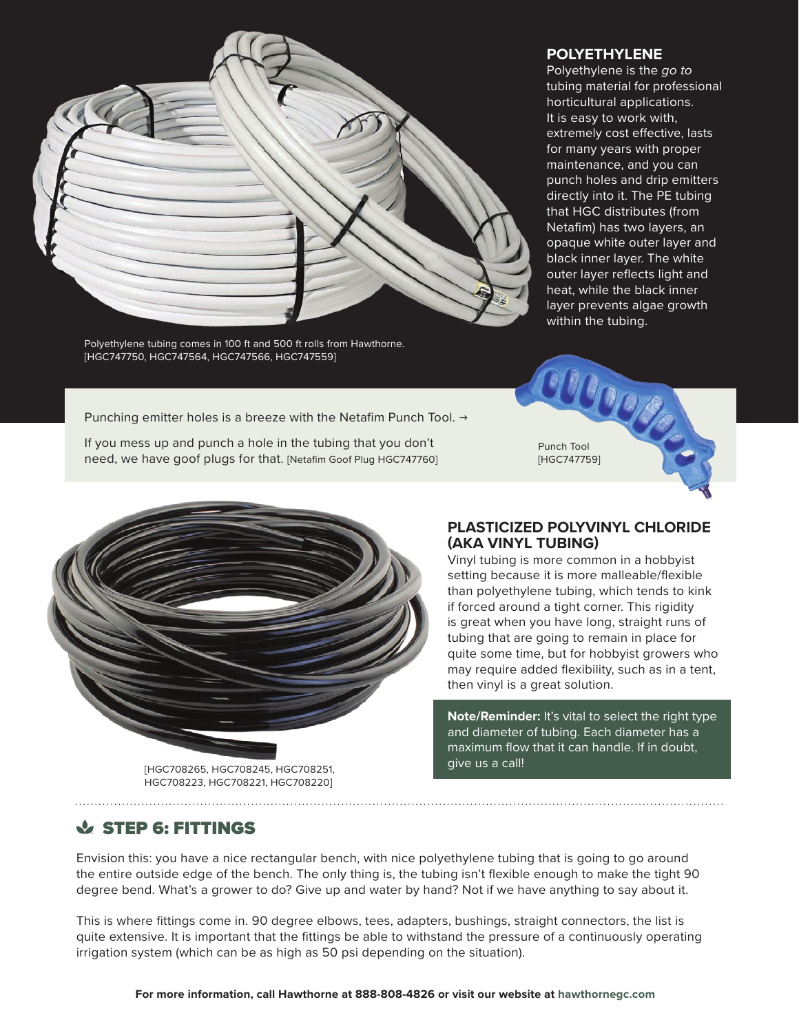## POLYETHYLENE

Polyethylene is the *go to* tubing material for professional horticultural applications. It is easy to work with, extremely cost effective, lasts for many years with proper maintenance, and you can punch holes and drip emitters directly into it. The PE tubing that HGC distributes (from Netafim) has two layers, an opaque white outer layer and black inner layer. The white outer layer reflects light and heat, while the black inner layer prevents algae growth within the tubing.

Polyethylene tubing comes in 100 ft and 500 ft rolls from Hawthorne. [HGC747750, HGC747564, HGC747566, HGC747559]

Punching emitter holes is a breeze with the Netafim Punch Tool. →

If you mess up and punch a hole in the tubing that you don't need, we have goof plugs for that. [Netafim Goof Plug HGC747760]

Punch Tool [HGC747759]

## PLASTICIZED POLYVINYL CHLORIDE (AKA VINYL TUBING)

Vinyl tubing is more common in a hobbyist setting because it is more malleable/flexible than polyethylene tubing, which tends to kink if forced around a tight corner. This rigidity is great when you have long, straight runs of tubing that are going to remain in place for quite some time, but for hobbyist growers who may require added flexibility, such as in a tent, then vinyl is a great solution.

[HGC708265, HGC708245, HGC708251, HGC708223, HGC708221, HGC708220]

**Note/Reminder:** It's vital to select the right type and diameter of tubing. Each diameter has a maximum flow that it can handle. If in doubt, give us a call!

## STEP 6: FITTINGS

Envision this: you have a nice rectangular bench, with nice polyethylene tubing that is going to go around the entire outside edge of the bench. The only thing is, the tubing isn't flexible enough to make the tight 90 degree bend. What's a grower to do? Give up and water by hand? Not if we have anything to say about it.

This is where fittings come in. 90 degree elbows, tees, adapters, bushings, straight connectors, the list is quite extensive. It is important that the fittings be able to withstand the pressure of a continuously operating irrigation system (which can be as high as 50 psi depending on the situation).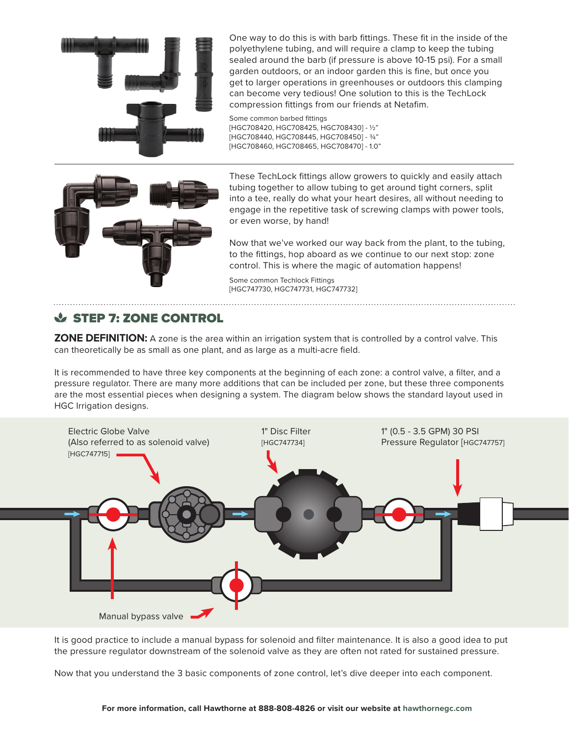One way to do this is with barb fittings. These fit in the inside of the polyethylene tubing, and will require a clamp to keep the tubing sealed around the barb (if pressure is above 10-15 psi). For a small garden outdoors, or an indoor garden this is fine, but once you get to larger operations in greenhouses or outdoors this clamping can become very tedious! One solution to this is the TechLock compression fittings from our friends at Netafim.

Some common barbed fittings
[HGC708420, HGC708425, HGC708430] - ½"
[HGC708440, HGC708445, HGC708450] - ¾"
[HGC708460, HGC708465, HGC708470] - 1.0"

These TechLock fittings allow growers to quickly and easily attach tubing together to allow tubing to get around tight corners, split into a tee, really do what your heart desires, all without needing to engage in the repetitive task of screwing clamps with power tools, or even worse, by hand!

Now that we've worked our way back from the plant, to the tubing, to the fittings, hop aboard as we continue to our next stop: zone control. This is where the magic of automation happens!

Some common Techlock Fittings
[HGC747730, HGC747731, HGC747732]

## STEP 7: ZONE CONTROL

**ZONE DEFINITION:** A zone is the area within an irrigation system that is controlled by a control valve. This can theoretically be as small as one plant, and as large as a multi-acre field.

It is recommended to have three key components at the beginning of each zone: a control valve, a filter, and a pressure regulator. There are many more additions that can be included per zone, but these three components are the most essential pieces when designing a system. The diagram below shows the standard layout used in HGC Irrigation designs.

Electric Globe Valve
(Also referred to as solenoid valve)
[HGC747715]

1" Disc Filter
[HGC747734]

1" (0.5 - 3.5 GPM) 30 PSI
Pressure Regulator [HGC747757]

Manual bypass valve

It is good practice to include a manual bypass for solenoid and filter maintenance. It is also a good idea to put the pressure regulator downstream of the solenoid valve as they are often not rated for sustained pressure.

Now that you understand the 3 basic components of zone control, let's dive deeper into each component.

**For more information, call Hawthorne at 888-808-4826 or visit our website at hawthornegc.com**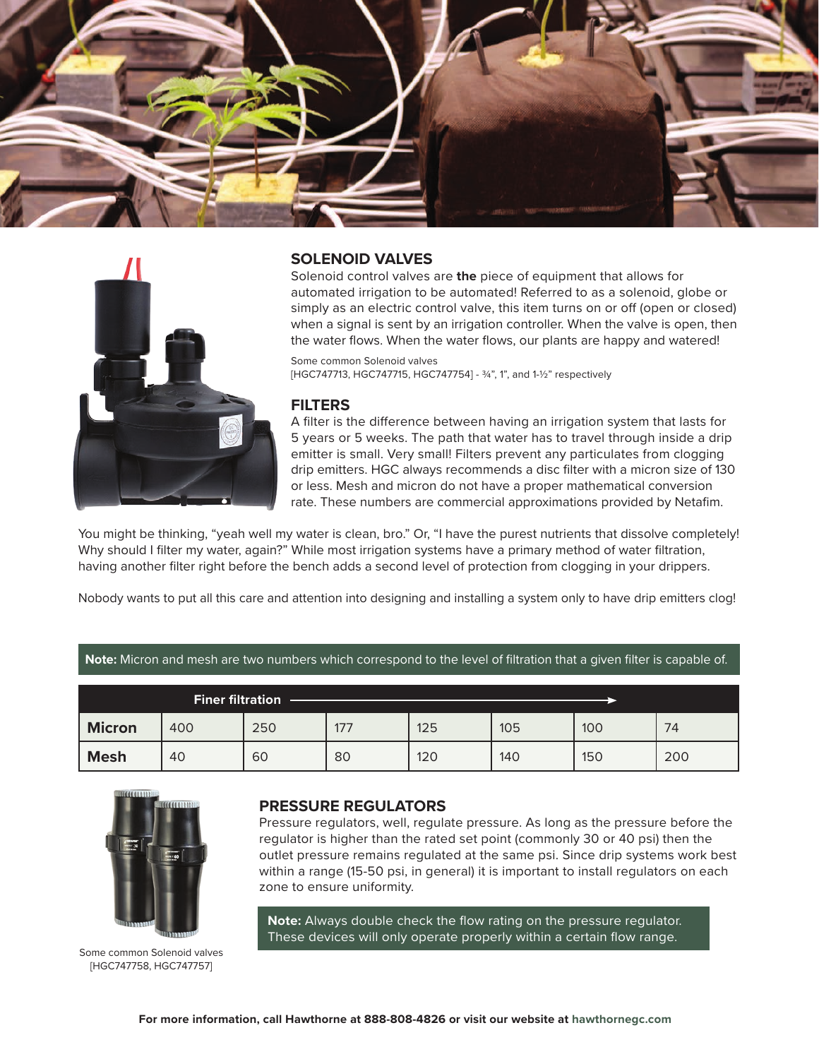## SOLENOID VALVES

Solenoid control valves are **the** piece of equipment that allows for automated irrigation to be automated! Referred to as a solenoid, globe or simply as an electric control valve, this item turns on or off (open or closed) when a signal is sent by an irrigation controller. When the valve is open, then the water flows. When the water flows, our plants are happy and watered!

Some common Solenoid valves
[HGC747713, HGC747715, HGC747754] - ¾", 1", and 1-½" respectively

## FILTERS

A filter is the difference between having an irrigation system that lasts for 5 years or 5 weeks. The path that water has to travel through inside a drip emitter is small. Very small! Filters prevent any particulates from clogging drip emitters. HGC always recommends a disc filter with a micron size of 130 or less. Mesh and micron do not have a proper mathematical conversion rate. These numbers are commercial approximations provided by Netafim.

You might be thinking, "yeah well my water is clean, bro." Or, "I have the purest nutrients that dissolve completely! Why should I filter my water, again?" While most irrigation systems have a primary method of water filtration, having another filter right before the bench adds a second level of protection from clogging in your drippers.

Nobody wants to put all this care and attention into designing and installing a system only to have drip emitters clog!

**Note:** Micron and mesh are two numbers which correspond to the level of filtration that a given filter is capable of.

| Finer filtration → | | | | | | | |
|---|---|---|---|---|---|---|---|
| **Micron** | 400 | 250 | 177 | 125 | 105 | 100 | 74 |
| **Mesh** | 40 | 60 | 80 | 120 | 140 | 150 | 200 |

## PRESSURE REGULATORS

Pressure regulators, well, regulate pressure. As long as the pressure before the regulator is higher than the rated set point (commonly 30 or 40 psi) then the outlet pressure remains regulated at the same psi. Since drip systems work best within a range (15-50 psi, in general) it is important to install regulators on each zone to ensure uniformity.

**Note:** Always double check the flow rating on the pressure regulator. These devices will only operate properly within a certain flow range.

Some common Solenoid valves
[HGC747758, HGC747757]

For more information, call Hawthorne at 888-808-4826 or visit our website at hawthornegc.com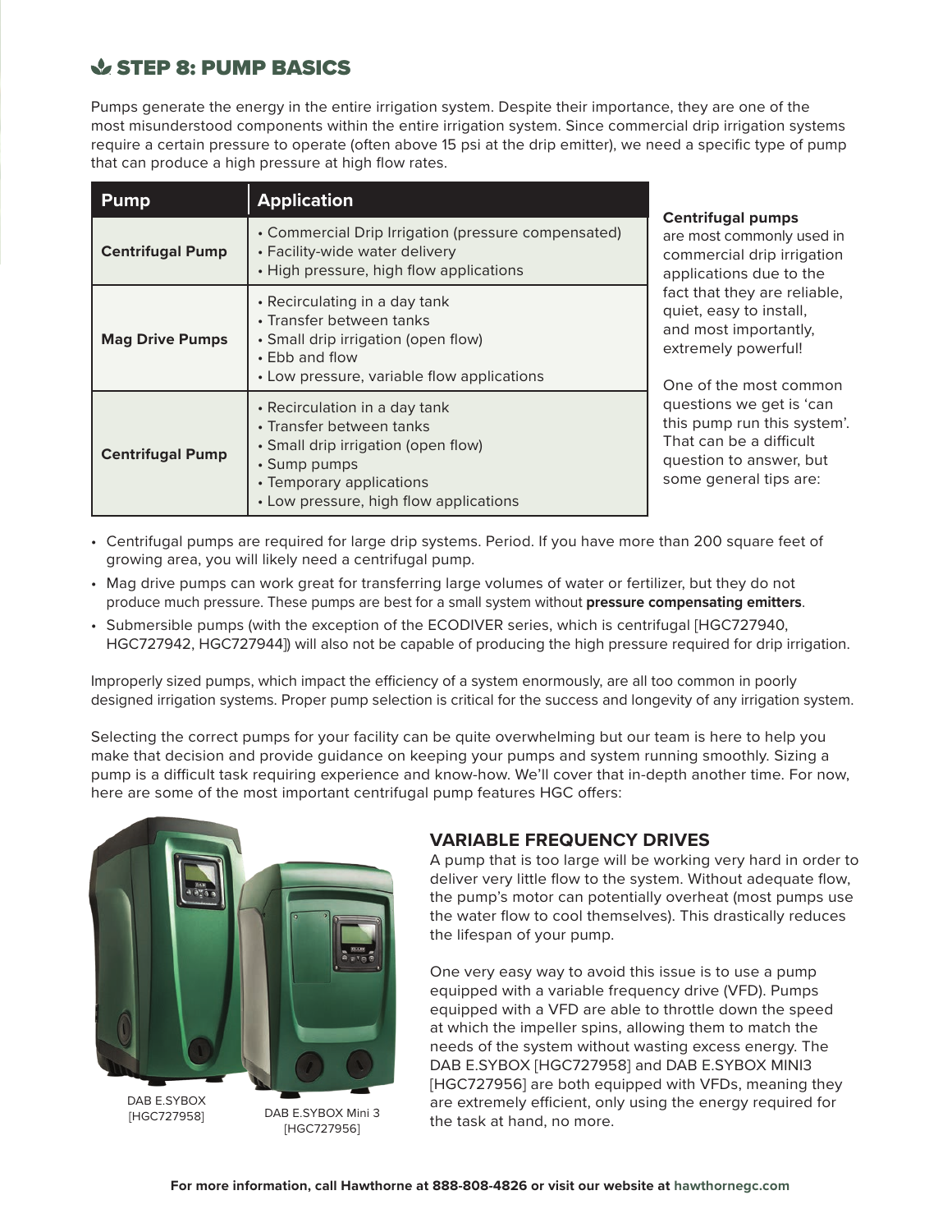## STEP 8: PUMP BASICS

Pumps generate the energy in the entire irrigation system. Despite their importance, they are one of the most misunderstood components within the entire irrigation system. Since commercial drip irrigation systems require a certain pressure to operate (often above 15 psi at the drip emitter), we need a specific type of pump that can produce a high pressure at high flow rates.

| Pump | Application |
|---|---|
| **Centrifugal Pump** | • Commercial Drip Irrigation (pressure compensated)<br>• Facility-wide water delivery<br>• High pressure, high flow applications |
| **Mag Drive Pumps** | • Recirculating in a day tank<br>• Transfer between tanks<br>• Small drip irrigation (open flow)<br>• Ebb and flow<br>• Low pressure, variable flow applications |
| **Centrifugal Pump** | • Recirculation in a day tank<br>• Transfer between tanks<br>• Small drip irrigation (open flow)<br>• Sump pumps<br>• Temporary applications<br>• Low pressure, high flow applications |

**Centrifugal pumps** are most commonly used in commercial drip irrigation applications due to the fact that they are reliable, quiet, easy to install, and most importantly, extremely powerful!

One of the most common questions we get is 'can this pump run this system'. That can be a difficult question to answer, but some general tips are:

- Centrifugal pumps are required for large drip systems. Period. If you have more than 200 square feet of growing area, you will likely need a centrifugal pump.
- Mag drive pumps can work great for transferring large volumes of water or fertilizer, but they do not produce much pressure. These pumps are best for a small system without **pressure compensating emitters**.
- Submersible pumps (with the exception of the ECODIVER series, which is centrifugal [HGC727940, HGC727942, HGC727944]) will also not be capable of producing the high pressure required for drip irrigation.

Improperly sized pumps, which impact the efficiency of a system enormously, are all too common in poorly designed irrigation systems. Proper pump selection is critical for the success and longevity of any irrigation system.

Selecting the correct pumps for your facility can be quite overwhelming but our team is here to help you make that decision and provide guidance on keeping your pumps and system running smoothly. Sizing a pump is a difficult task requiring experience and know-how. We'll cover that in-depth another time. For now, here are some of the most important centrifugal pump features HGC offers:

DAB E.SYBOX [HGC727958]

DAB E.SYBOX Mini 3 [HGC727956]

### VARIABLE FREQUENCY DRIVES

A pump that is too large will be working very hard in order to deliver very little flow to the system. Without adequate flow, the pump's motor can potentially overheat (most pumps use the water flow to cool themselves). This drastically reduces the lifespan of your pump.

One very easy way to avoid this issue is to use a pump equipped with a variable frequency drive (VFD). Pumps equipped with a VFD are able to throttle down the speed at which the impeller spins, allowing them to match the needs of the system without wasting excess energy. The DAB E.SYBOX [HGC727958] and DAB E.SYBOX MINI3 [HGC727956] are both equipped with VFDs, meaning they are extremely efficient, only using the energy required for the task at hand, no more.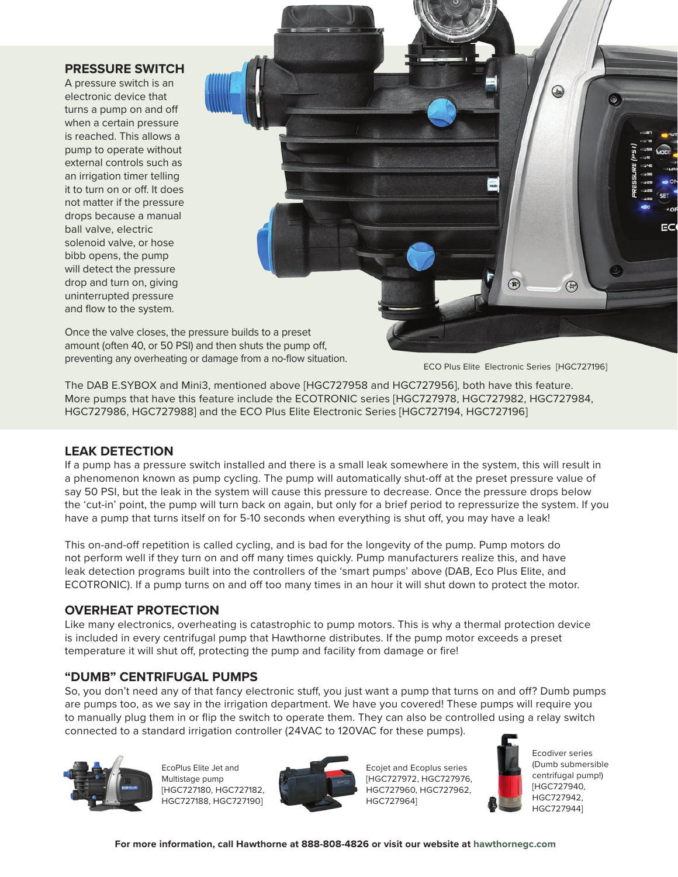## PRESSURE SWITCH

A pressure switch is an electronic device that turns a pump on and off when a certain pressure is reached. This allows a pump to operate without external controls such as an irrigation timer telling it to turn on or off. It does not matter if the pressure drops because a manual ball valve, electric solenoid valve, or hose bibb opens, the pump will detect the pressure drop and turn on, giving uninterrupted pressure and flow to the system.

Once the valve closes, the pressure builds to a preset amount (often 40, or 50 PSI) and then shuts the pump off, preventing any overheating or damage from a no-flow situation.

ECO Plus Elite Electronic Series [HGC727196]

The DAB E.SYBOX and Mini3, mentioned above [HGC727958 and HGC727956], both have this feature. More pumps that have this feature include the ECOTRONIC series [HGC727978, HGC727982, HGC727984, HGC727986, HGC727988] and the ECO Plus Elite Electronic Series [HGC727194, HGC727196]

## LEAK DETECTION

If a pump has a pressure switch installed and there is a small leak somewhere in the system, this will result in a phenomenon known as pump cycling. The pump will automatically shut-off at the preset pressure value of say 50 PSI, but the leak in the system will cause this pressure to decrease. Once the pressure drops below the 'cut-in' point, the pump will turn back on again, but only for a brief period to repressurize the system. If you have a pump that turns itself on for 5-10 seconds when everything is shut off, you may have a leak!

This on-and-off repetition is called cycling, and is bad for the longevity of the pump. Pump motors do not perform well if they turn on and off many times quickly. Pump manufacturers realize this, and have leak detection programs built into the controllers of the 'smart pumps' above (DAB, Eco Plus Elite, and ECOTRONIC). If a pump turns on and off too many times in an hour it will shut down to protect the motor.

## OVERHEAT PROTECTION

Like many electronics, overheating is catastrophic to pump motors. This is why a thermal protection device is included in every centrifugal pump that Hawthorne distributes. If the pump motor exceeds a preset temperature it will shut off, protecting the pump and facility from damage or fire!

## "DUMB" CENTRIFUGAL PUMPS

So, you don't need any of that fancy electronic stuff, you just want a pump that turns on and off? Dumb pumps are pumps too, as we say in the irrigation department. We have you covered! These pumps will require you to manually plug them in or flip the switch to operate them. They can also be controlled using a relay switch connected to a standard irrigation controller (24VAC to 120VAC for these pumps).

EcoPlus Elite Jet and Multistage pump [HGC727180, HGC727182, HGC727188, HGC727190]

Ecojet and Ecoplus series [HGC727972, HGC727976, HGC727960, HGC727962, HGC727964]

Ecodiver series (Dumb submersible centrifugal pump!) [HGC727940, HGC727942, HGC727944]

**For more information, call Hawthorne at 888-808-4826 or visit our website at hawthornegc.com**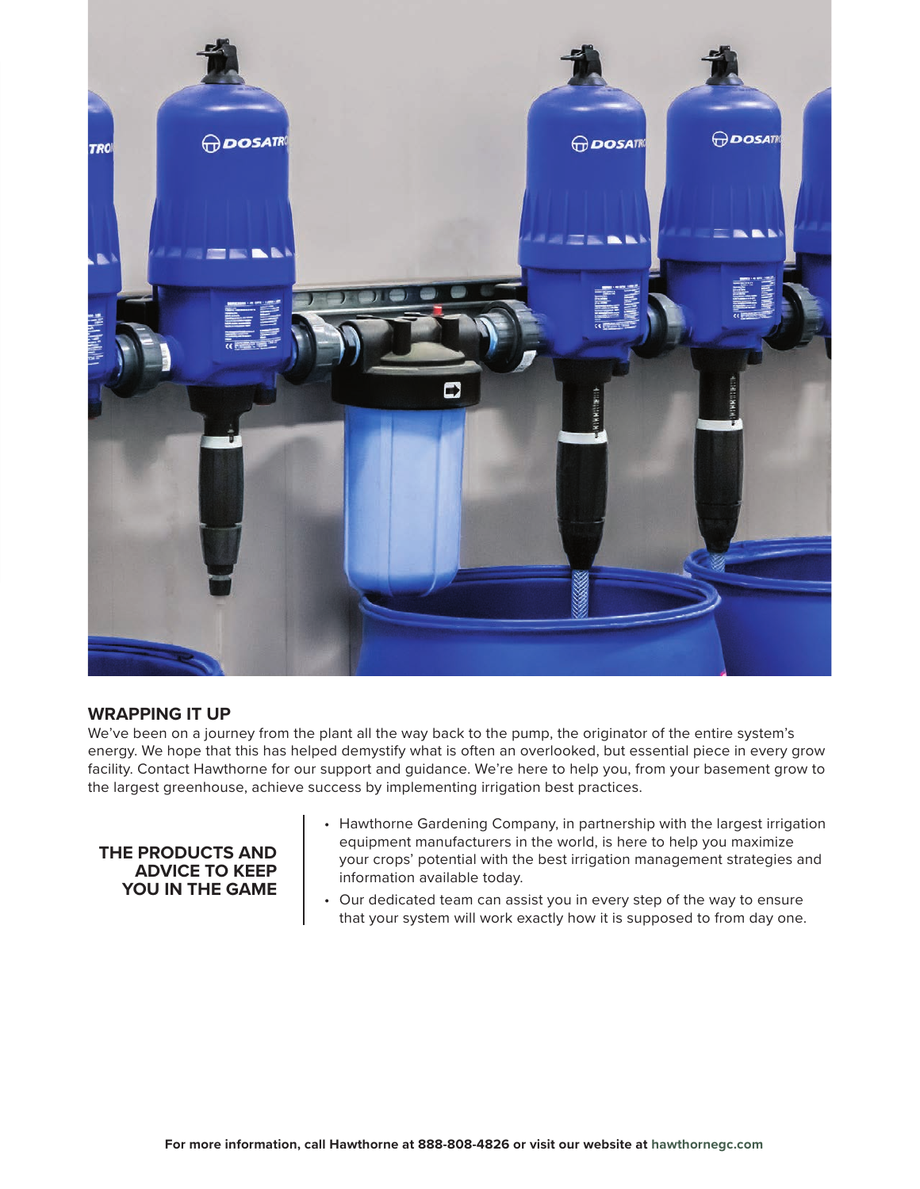## WRAPPING IT UP

We've been on a journey from the plant all the way back to the pump, the originator of the entire system's energy. We hope that this has helped demystify what is often an overlooked, but essential piece in every grow facility. Contact Hawthorne for our support and guidance. We're here to help you, from your basement grow to the largest greenhouse, achieve success by implementing irrigation best practices.

**THE PRODUCTS AND ADVICE TO KEEP YOU IN THE GAME**

- Hawthorne Gardening Company, in partnership with the largest irrigation equipment manufacturers in the world, is here to help you maximize your crops' potential with the best irrigation management strategies and information available today.
- Our dedicated team can assist you in every step of the way to ensure that your system will work exactly how it is supposed to from day one.

**For more information, call Hawthorne at 888-808-4826 or visit our website at hawthornegc.com**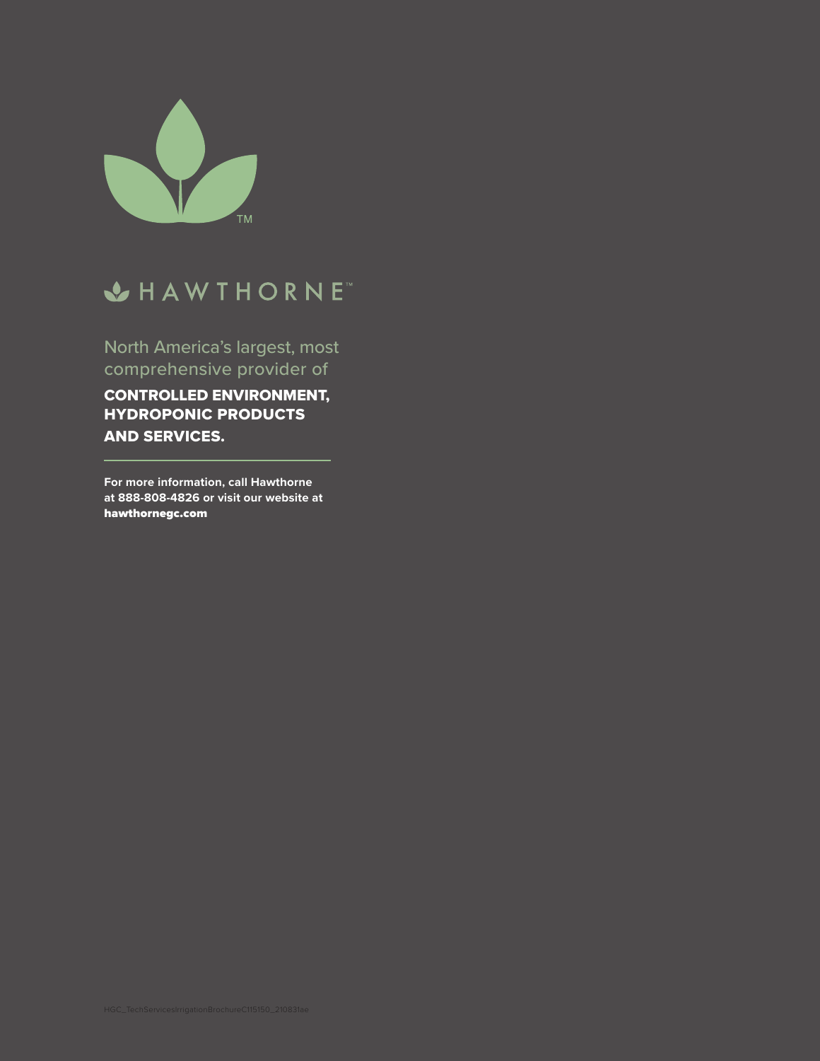™

HAWTHORNE™

North America's largest, most comprehensive provider of

**CONTROLLED ENVIRONMENT, HYDROPONIC PRODUCTS AND SERVICES.**

---

**For more information, call Hawthorne at 888-808-4826 or visit our website at hawthornegc.com**

HGC_TechServicesIrrigationBrochureC115150_210831ae